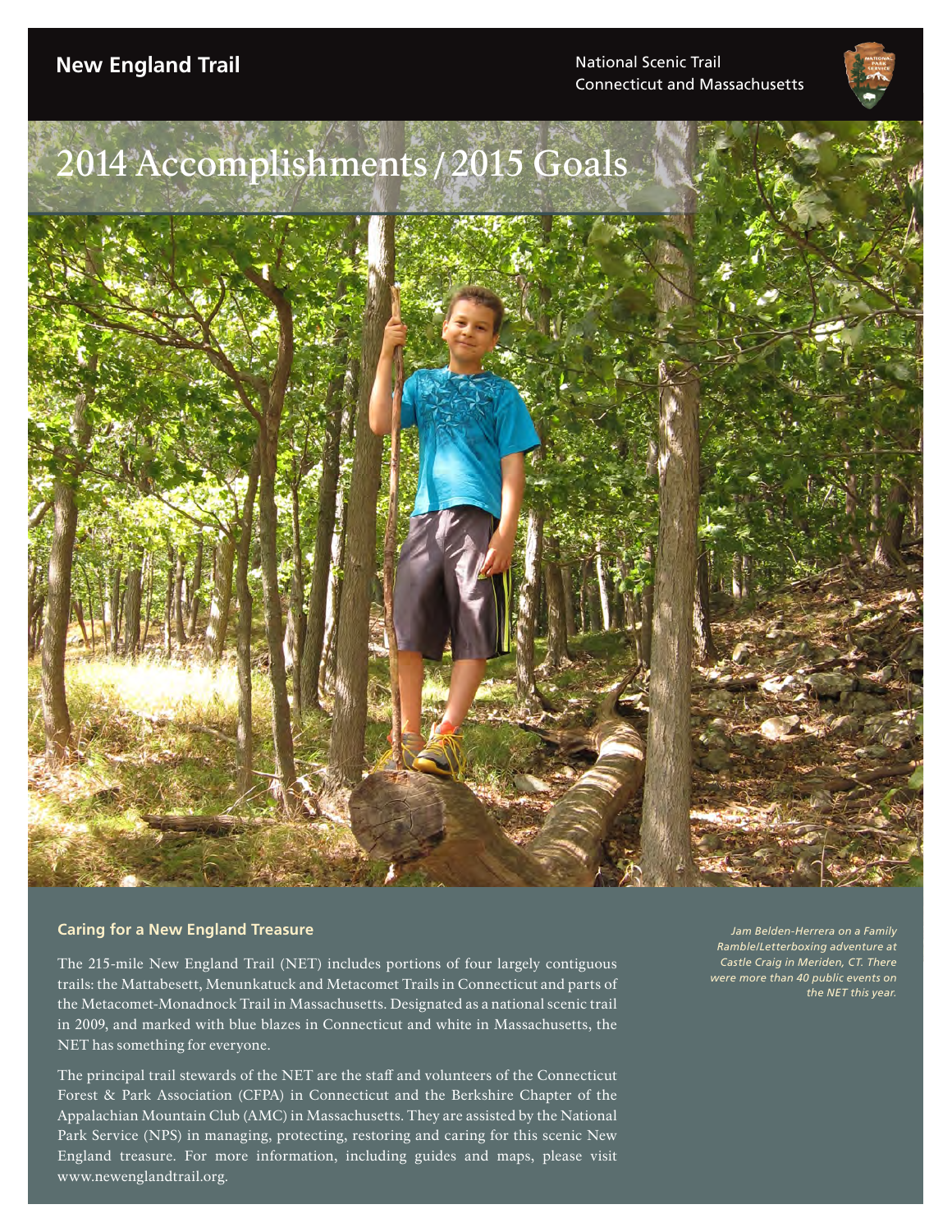**New England Trail**

National Scenic Trail
Connecticut and Massachusetts

# 2014 Accomplishments / 2015 Goals

*Jam Belden-Herrera on a Family Ramble/Letterboxing adventure at Castle Craig in Meriden, CT. There were more than 40 public events on the NET this year.*

## Caring for a New England Treasure

The 215-mile New England Trail (NET) includes portions of four largely contiguous trails: the Mattabesett, Menunkatuck and Metacomet Trails in Connecticut and parts of the Metacomet-Monadnock Trail in Massachusetts. Designated as a national scenic trail in 2009, and marked with blue blazes in Connecticut and white in Massachusetts, the NET has something for everyone.

The principal trail stewards of the NET are the staff and volunteers of the Connecticut Forest & Park Association (CFPA) in Connecticut and the Berkshire Chapter of the Appalachian Mountain Club (AMC) in Massachusetts. They are assisted by the National Park Service (NPS) in managing, protecting, restoring and caring for this scenic New England treasure. For more information, including guides and maps, please visit www.newenglandtrail.org.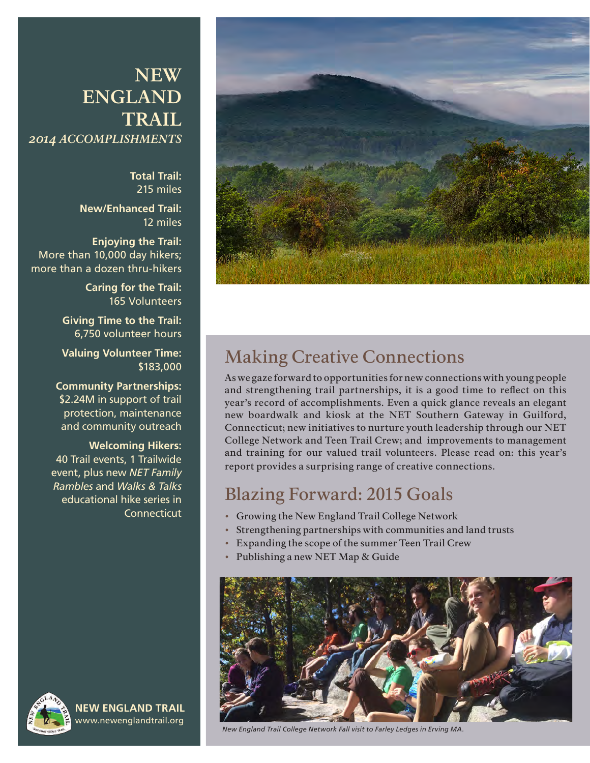# NEW ENGLAND TRAIL

*2014 ACCOMPLISHMENTS*

**Total Trail:**
215 miles

**New/Enhanced Trail:**
12 miles

**Enjoying the Trail:**
More than 10,000 day hikers; more than a dozen thru-hikers

**Caring for the Trail:**
165 Volunteers

**Giving Time to the Trail:**
6,750 volunteer hours

**Valuing Volunteer Time:**
$183,000

**Community Partnerships:**
$2.24M in support of trail protection, maintenance and community outreach

**Welcoming Hikers:**
40 Trail events, 1 Trailwide event, plus new *NET Family Rambles* and *Walks & Talks* educational hike series in Connecticut

**NEW ENGLAND TRAIL**
www.newenglandtrail.org

## Making Creative Connections

As we gaze forward to opportunities for new connections with young people and strengthening trail partnerships, it is a good time to reflect on this year's record of accomplishments. Even a quick glance reveals an elegant new boardwalk and kiosk at the NET Southern Gateway in Guilford, Connecticut; new initiatives to nurture youth leadership through our NET College Network and Teen Trail Crew; and improvements to management and training for our valued trail volunteers. Please read on: this year's report provides a surprising range of creative connections.

## Blazing Forward: 2015 Goals

- Growing the New England Trail College Network
- Strengthening partnerships with communities and land trusts
- Expanding the scope of the summer Teen Trail Crew
- Publishing a new NET Map & Guide

*New England Trail College Network Fall visit to Farley Ledges in Erving MA.*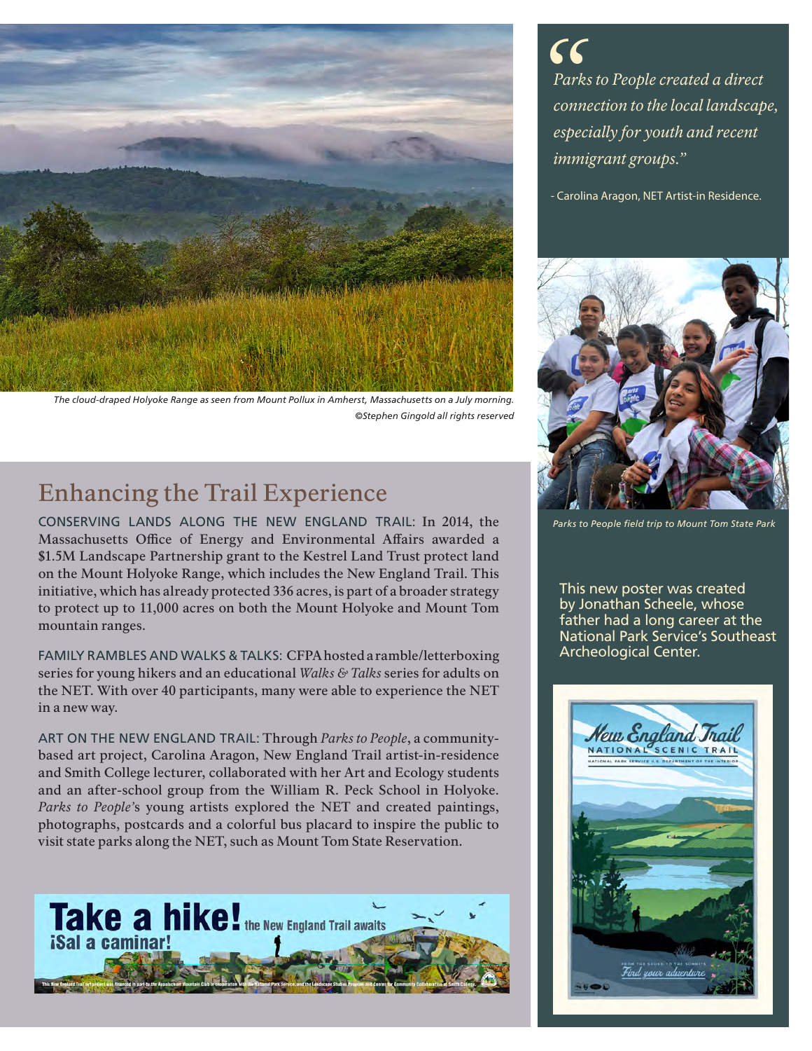The cloud-draped Holyoke Range as seen from Mount Pollux in Amherst, Massachusetts on a July morning. ©Stephen Gingold all rights reserved

> *Parks to People created a direct connection to the local landscape, especially for youth and recent immigrant groups."*
>
> - Carolina Aragon, NET Artist-in Residence.

Parks to People field trip to Mount Tom State Park

## Enhancing the Trail Experience

CONSERVING LANDS ALONG THE NEW ENGLAND TRAIL: In 2014, the Massachusetts Office of Energy and Environmental Affairs awarded a $1.5M Landscape Partnership grant to the Kestrel Land Trust protect land on the Mount Holyoke Range, which includes the New England Trail. This initiative, which has already protected 336 acres, is part of a broader strategy to protect up to 11,000 acres on both the Mount Holyoke and Mount Tom mountain ranges.

FAMILY RAMBLES AND WALKS & TALKS: CFPA hosted a ramble/letterboxing series for young hikers and an educational *Walks & Talks* series for adults on the NET. With over 40 participants, many were able to experience the NET in a new way.

ART ON THE NEW ENGLAND TRAIL: Through *Parks to People*, a community-based art project, Carolina Aragon, New England Trail artist-in-residence and Smith College lecturer, collaborated with her Art and Ecology students and an after-school group from the William R. Peck School in Holyoke. *Parks to People*'s young artists explored the NET and created paintings, photographs, postcards and a colorful bus placard to inspire the public to visit state parks along the NET, such as Mount Tom State Reservation.

This new poster was created by Jonathan Scheele, whose father had a long career at the National Park Service's Southeast Archeological Center.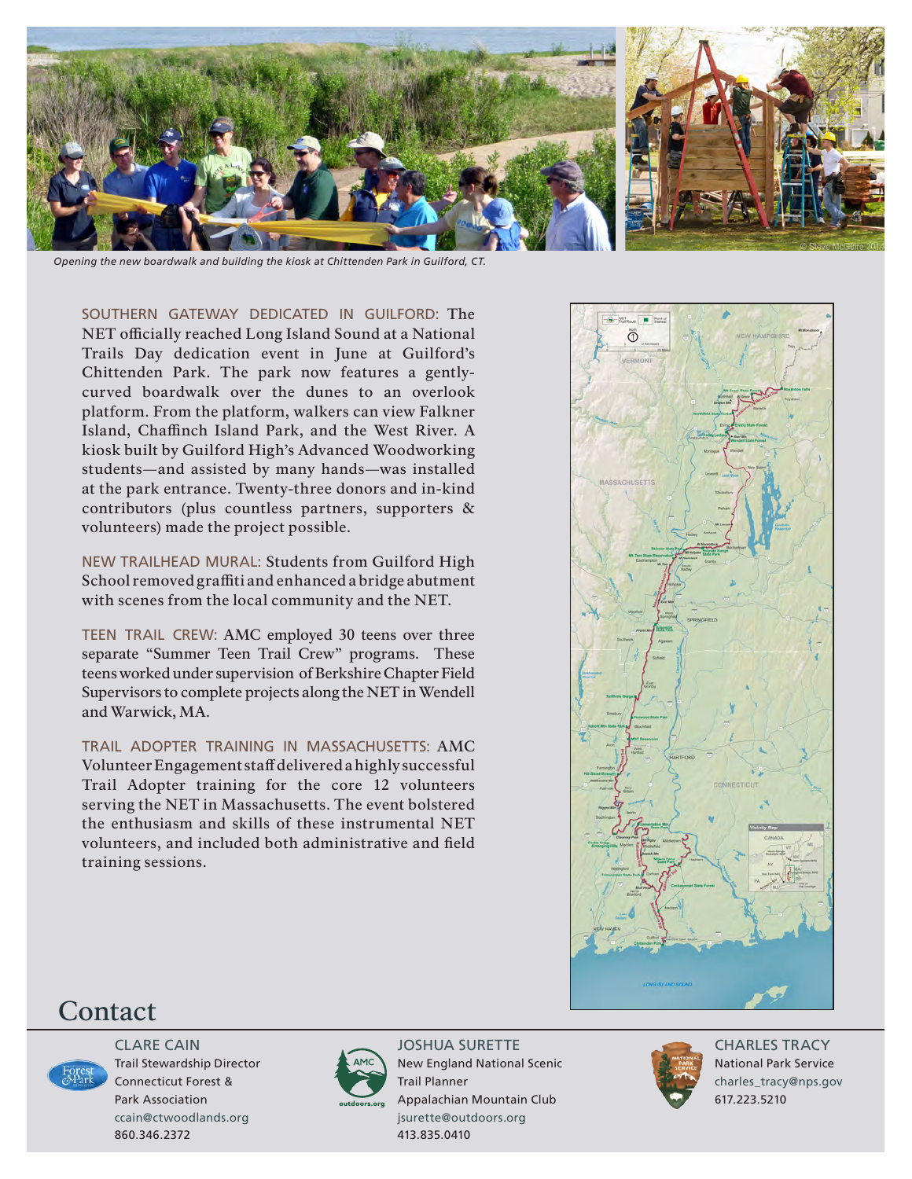*Opening the new boardwalk and building the kiosk at Chittenden Park in Guilford, CT.*

SOUTHERN GATEWAY DEDICATED IN GUILFORD: The NET officially reached Long Island Sound at a National Trails Day dedication event in June at Guilford's Chittenden Park. The park now features a gently-curved boardwalk over the dunes to an overlook platform. From the platform, walkers can view Falkner Island, Chaffinch Island Park, and the West River. A kiosk built by Guilford High's Advanced Woodworking students—and assisted by many hands—was installed at the park entrance. Twenty-three donors and in-kind contributors (plus countless partners, supporters & volunteers) made the project possible.

NEW TRAILHEAD MURAL: Students from Guilford High School removed graffiti and enhanced a bridge abutment with scenes from the local community and the NET.

TEEN TRAIL CREW: AMC employed 30 teens over three separate "Summer Teen Trail Crew" programs. These teens worked under supervision of Berkshire Chapter Field Supervisors to complete projects along the NET in Wendell and Warwick, MA.

TRAIL ADOPTER TRAINING IN MASSACHUSETTS: AMC Volunteer Engagement staff delivered a highly successful Trail Adopter training for the core 12 volunteers serving the NET in Massachusetts. The event bolstered the enthusiasm and skills of these instrumental NET volunteers, and included both administrative and field training sessions.

## Contact

CLARE CAIN
Trail Stewardship Director
Connecticut Forest & Park Association
ccain@ctwoodlands.org
860.346.2372

JOSHUA SURETTE
New England National Scenic Trail Planner
Appalachian Mountain Club
jsurette@outdoors.org
413.835.0410

CHARLES TRACY
National Park Service
charles_tracy@nps.gov
617.223.5210